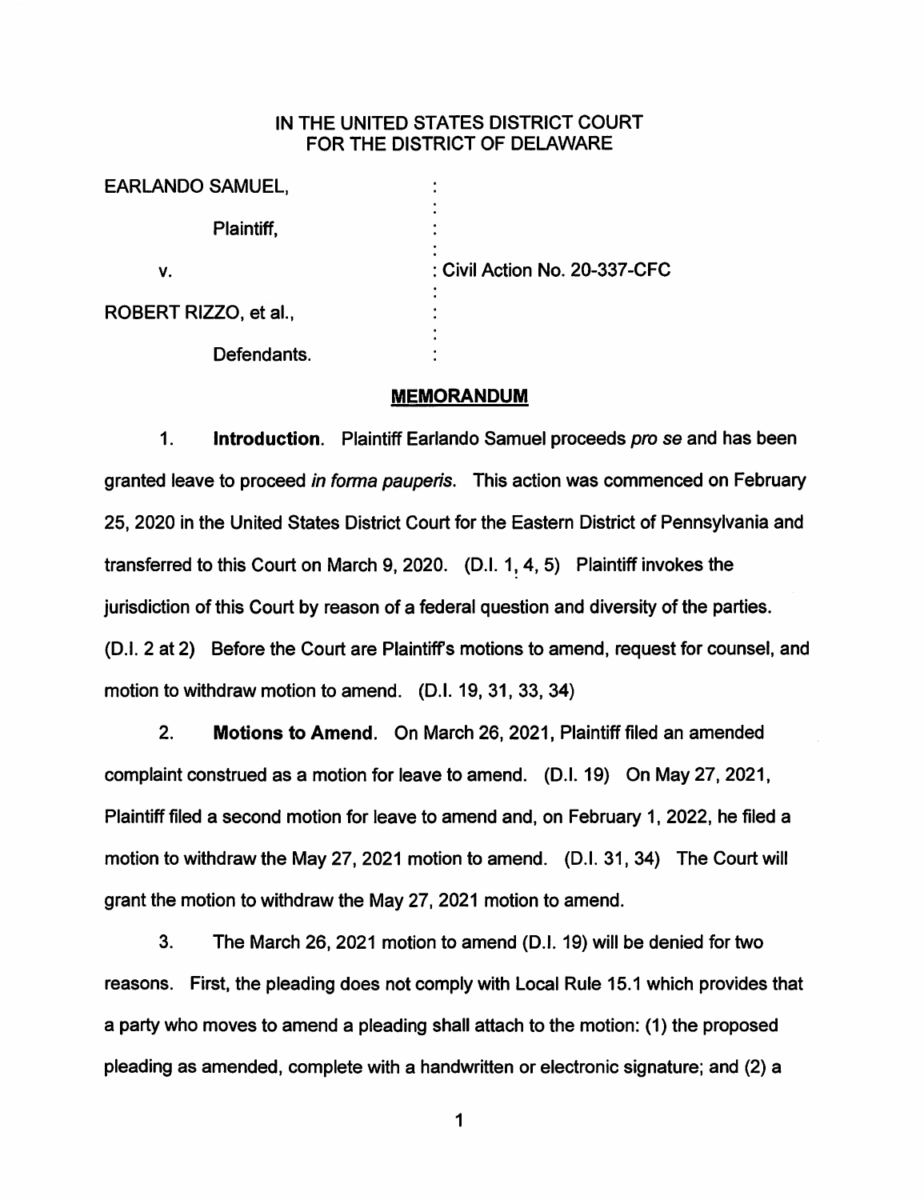# IN THE UNITED STATES DISTRICT COURT FOR THE DISTRICT OF DELAWARE

EARLANDO SAMUEL,

Plaintiff,

v.

: Civil Action No. 20-337-CFC

ROBERT RIZZO, et al.,

Defendants.

## MEMORANDUM

1. **Introduction**. Plaintiff Earlando Samuel proceeds *pro se* and has been granted leave to proceed *in forma pauperis*. This action was commenced on February 25, 2020 in the United States District Court for the Eastern District of Pennsylvania and transferred to this Court on March 9, 2020. (D.I. 1, 4, 5) Plaintiff invokes the jurisdiction of this Court by reason of a federal question and diversity of the parties. (D.I. 2 at 2) Before the Court are Plaintiff's motions to amend, request for counsel, and motion to withdraw motion to amend. (D.I. 19, 31, 33, 34)

2. **Motions to Amend**. On March 26, 2021, Plaintiff filed an amended complaint construed as a motion for leave to amend. (D.I. 19) On May 27, 2021, Plaintiff filed a second motion for leave to amend and, on February 1, 2022, he filed a motion to withdraw the May 27, 2021 motion to amend. (D.I. 31, 34) The Court will grant the motion to withdraw the May 27, 2021 motion to amend.

3. The March 26, 2021 motion to amend (D.I. 19) will be denied for two reasons. First, the pleading does not comply with Local Rule 15.1 which provides that a party who moves to amend a pleading shall attach to the motion: (1) the proposed pleading as amended, complete with a handwritten or electronic signature; and (2) a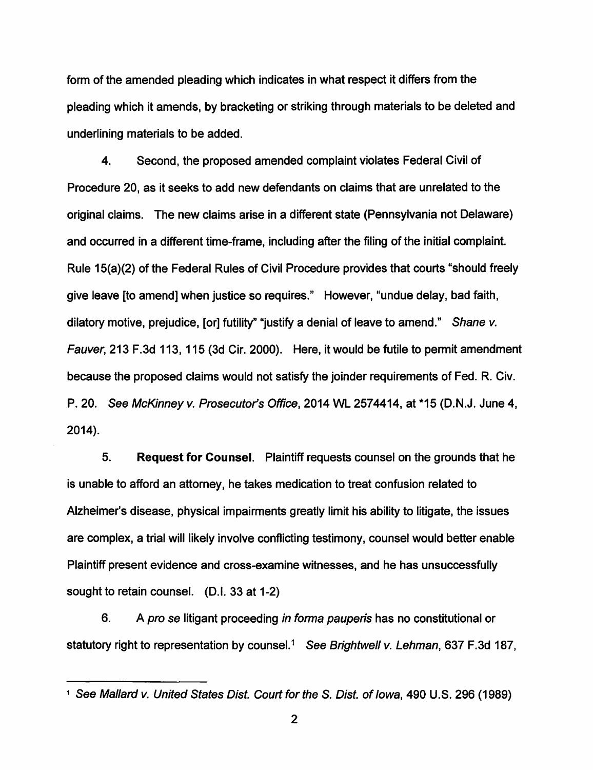form of the amended pleading which indicates in what respect it differs from the pleading which it amends, by bracketing or striking through materials to be deleted and underlining materials to be added.

4. Second, the proposed amended complaint violates Federal Civil of Procedure 20, as it seeks to add new defendants on claims that are unrelated to the original claims. The new claims arise in a different state (Pennsylvania not Delaware) and occurred in a different time-frame, including after the filing of the initial complaint. Rule 15(a)(2) of the Federal Rules of Civil Procedure provides that courts "should freely give leave [to amend] when justice so requires." However, "undue delay, bad faith, dilatory motive, prejudice, [or] futility" "justify a denial of leave to amend." *Shane v. Fauver*, 213 F.3d 113, 115 (3d Cir. 2000). Here, it would be futile to permit amendment because the proposed claims would not satisfy the joinder requirements of Fed. R. Civ. P. 20. *See McKinney v. Prosecutor's Office*, 2014 WL 2574414, at *15 (D.N.J. June 4, 2014).

5. **Request for Counsel.** Plaintiff requests counsel on the grounds that he is unable to afford an attorney, he takes medication to treat confusion related to Alzheimer's disease, physical impairments greatly limit his ability to litigate, the issues are complex, a trial will likely involve conflicting testimony, counsel would better enable Plaintiff present evidence and cross-examine witnesses, and he has unsuccessfully sought to retain counsel. (D.I. 33 at 1-2)

6. A *pro se* litigant proceeding *in forma pauperis* has no constitutional or statutory right to representation by counsel.[1] *See Brightwell v. Lehman*, 637 F.3d 187,

[1] *See Mallard v. United States Dist. Court for the S. Dist. of Iowa*, 490 U.S. 296 (1989)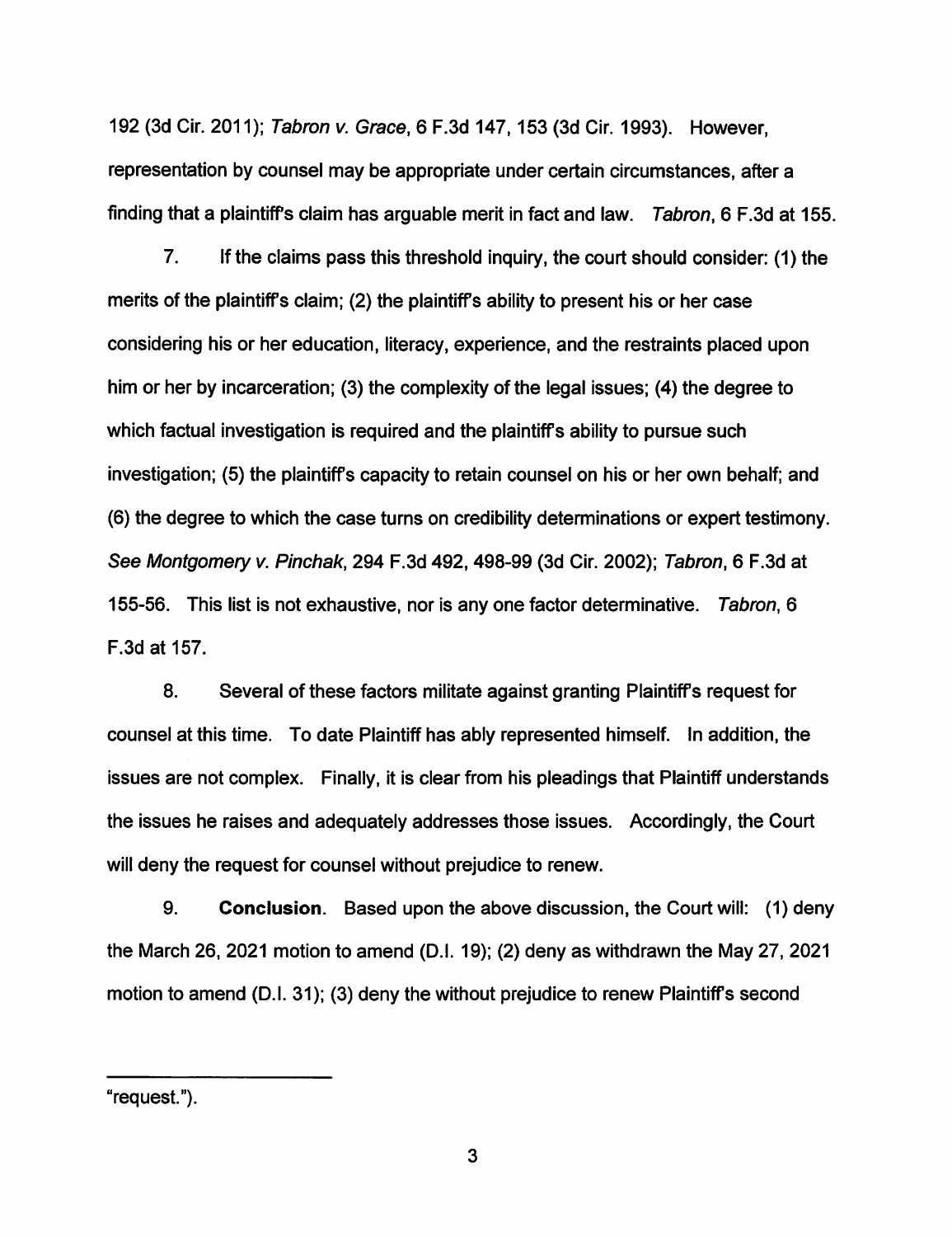192 (3d Cir. 2011); *Tabron v. Grace*, 6 F.3d 147, 153 (3d Cir. 1993). However, representation by counsel may be appropriate under certain circumstances, after a finding that a plaintiff's claim has arguable merit in fact and law. *Tabron*, 6 F.3d at 155.

7. If the claims pass this threshold inquiry, the court should consider: (1) the merits of the plaintiff's claim; (2) the plaintiff's ability to present his or her case considering his or her education, literacy, experience, and the restraints placed upon him or her by incarceration; (3) the complexity of the legal issues; (4) the degree to which factual investigation is required and the plaintiff's ability to pursue such investigation; (5) the plaintiff's capacity to retain counsel on his or her own behalf; and (6) the degree to which the case turns on credibility determinations or expert testimony. *See Montgomery v. Pinchak*, 294 F.3d 492, 498-99 (3d Cir. 2002); *Tabron*, 6 F.3d at 155-56. This list is not exhaustive, nor is any one factor determinative. *Tabron*, 6 F.3d at 157.

8. Several of these factors militate against granting Plaintiff's request for counsel at this time. To date Plaintiff has ably represented himself. In addition, the issues are not complex. Finally, it is clear from his pleadings that Plaintiff understands the issues he raises and adequately addresses those issues. Accordingly, the Court will deny the request for counsel without prejudice to renew.

9. **Conclusion**. Based upon the above discussion, the Court will: (1) deny the March 26, 2021 motion to amend (D.I. 19); (2) deny as withdrawn the May 27, 2021 motion to amend (D.I. 31); (3) deny the without prejudice to renew Plaintiff's second

---

"request.").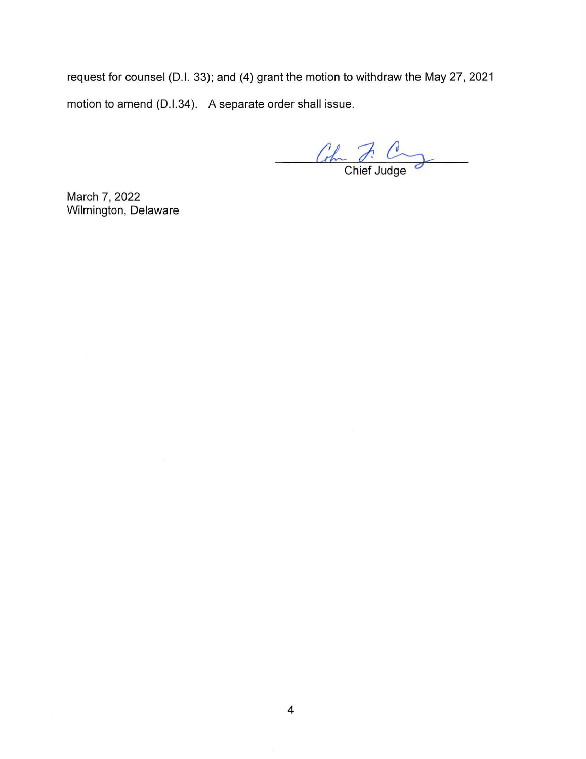request for counsel (D.I. 33); and (4) grant the motion to withdraw the May 27, 2021 motion to amend (D.I.34). A separate order shall issue.

Chief Judge

March 7, 2022
Wilmington, Delaware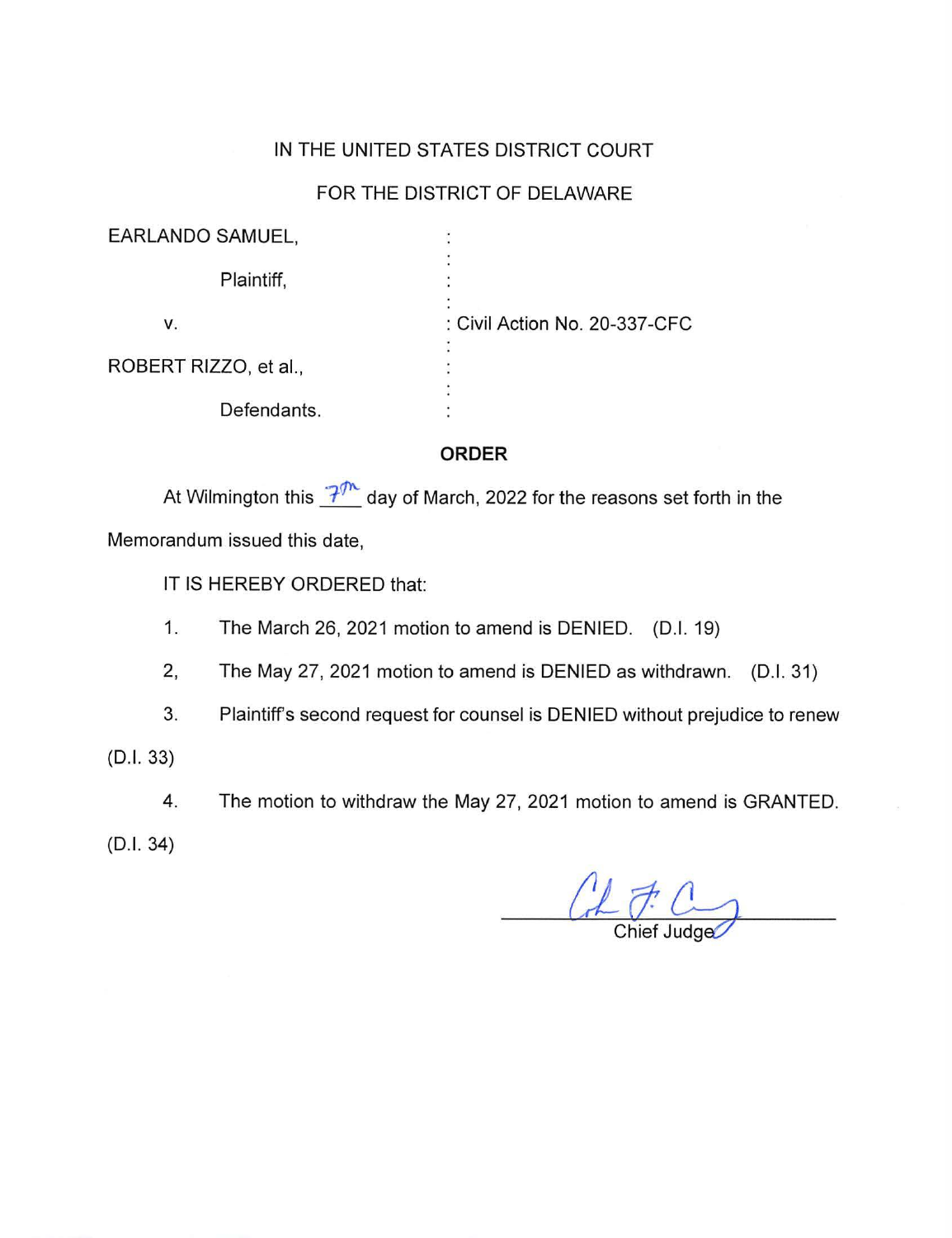IN THE UNITED STATES DISTRICT COURT

FOR THE DISTRICT OF DELAWARE

EARLANDO SAMUEL,

Plaintiff,

v. : Civil Action No. 20-337-CFC

ROBERT RIZZO, et al.,

Defendants.

**ORDER**

At Wilmington this 7th day of March, 2022 for the reasons set forth in the Memorandum issued this date,

IT IS HEREBY ORDERED that:

1. The March 26, 2021 motion to amend is DENIED. (D.I. 19)

2, The May 27, 2021 motion to amend is DENIED as withdrawn. (D.I. 31)

3. Plaintiff's second request for counsel is DENIED without prejudice to renew (D.I. 33)

4. The motion to withdraw the May 27, 2021 motion to amend is GRANTED. (D.I. 34)

Chief Judge